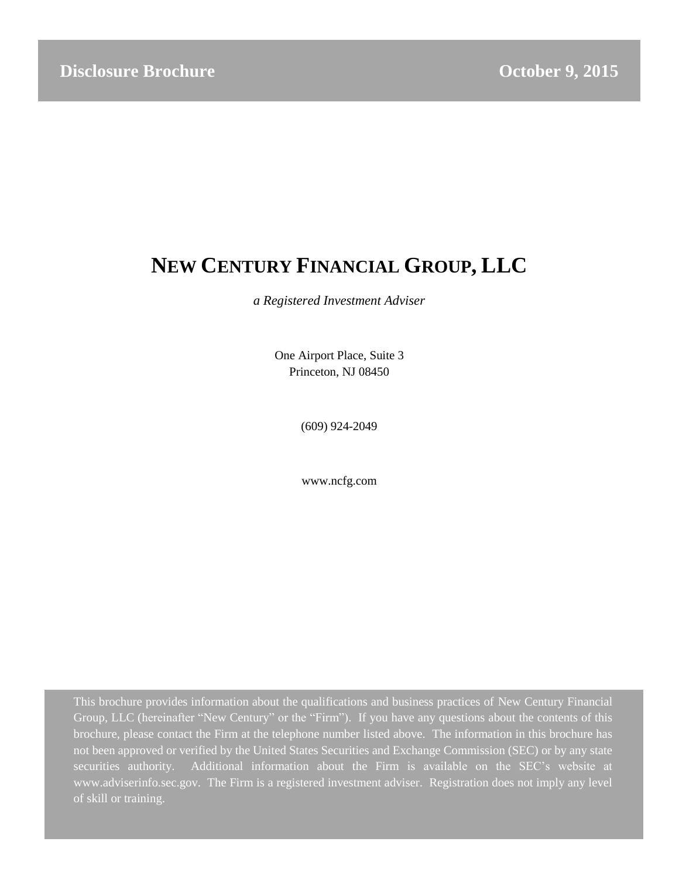**Disclosure Brochure** **October 9, 2015**

# NEW CENTURY FINANCIAL GROUP, LLC

*a Registered Investment Adviser*

One Airport Place, Suite 3
Princeton, NJ 08450

(609) 924-2049

www.ncfg.com

This brochure provides information about the qualifications and business practices of New Century Financial Group, LLC (hereinafter "New Century" or the "Firm"). If you have any questions about the contents of this brochure, please contact the Firm at the telephone number listed above. The information in this brochure has not been approved or verified by the United States Securities and Exchange Commission (SEC) or by any state securities authority. Additional information about the Firm is available on the SEC's website at www.adviserinfo.sec.gov. The Firm is a registered investment adviser. Registration does not imply any level of skill or training.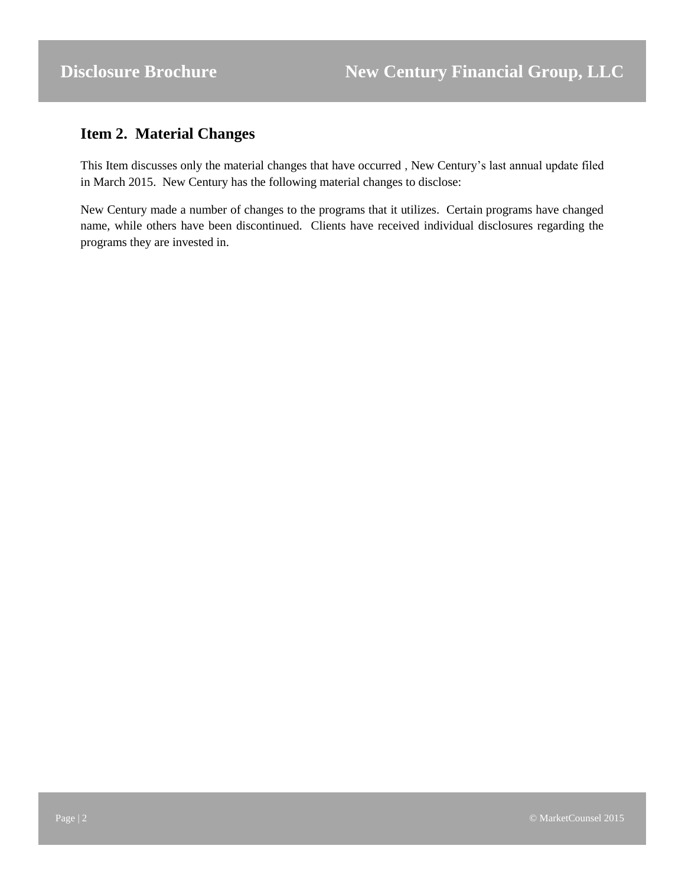## Item 2. Material Changes

This Item discusses only the material changes that have occurred , New Century's last annual update filed in March 2015. New Century has the following material changes to disclose:

New Century made a number of changes to the programs that it utilizes. Certain programs have changed name, while others have been discontinued. Clients have received individual disclosures regarding the programs they are invested in.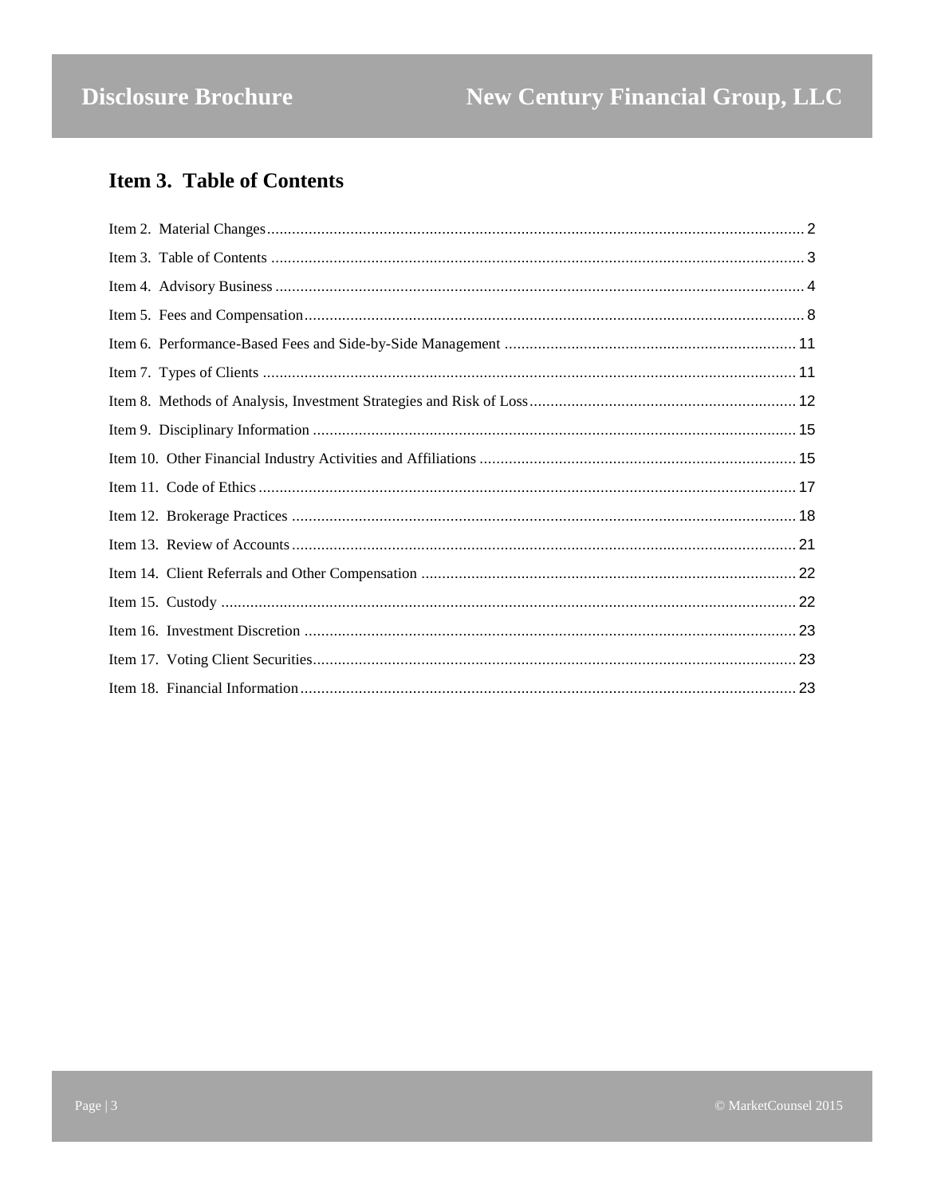## Item 3. Table of Contents

Item 2. Material Changes ........ 2
Item 3. Table of Contents ........ 3
Item 4. Advisory Business ........ 4
Item 5. Fees and Compensation ........ 8
Item 6. Performance-Based Fees and Side-by-Side Management ........ 11
Item 7. Types of Clients ........ 11
Item 8. Methods of Analysis, Investment Strategies and Risk of Loss ........ 12
Item 9. Disciplinary Information ........ 15
Item 10. Other Financial Industry Activities and Affiliations ........ 15
Item 11. Code of Ethics ........ 17
Item 12. Brokerage Practices ........ 18
Item 13. Review of Accounts ........ 21
Item 14. Client Referrals and Other Compensation ........ 22
Item 15. Custody ........ 22
Item 16. Investment Discretion ........ 23
Item 17. Voting Client Securities ........ 23
Item 18. Financial Information ........ 23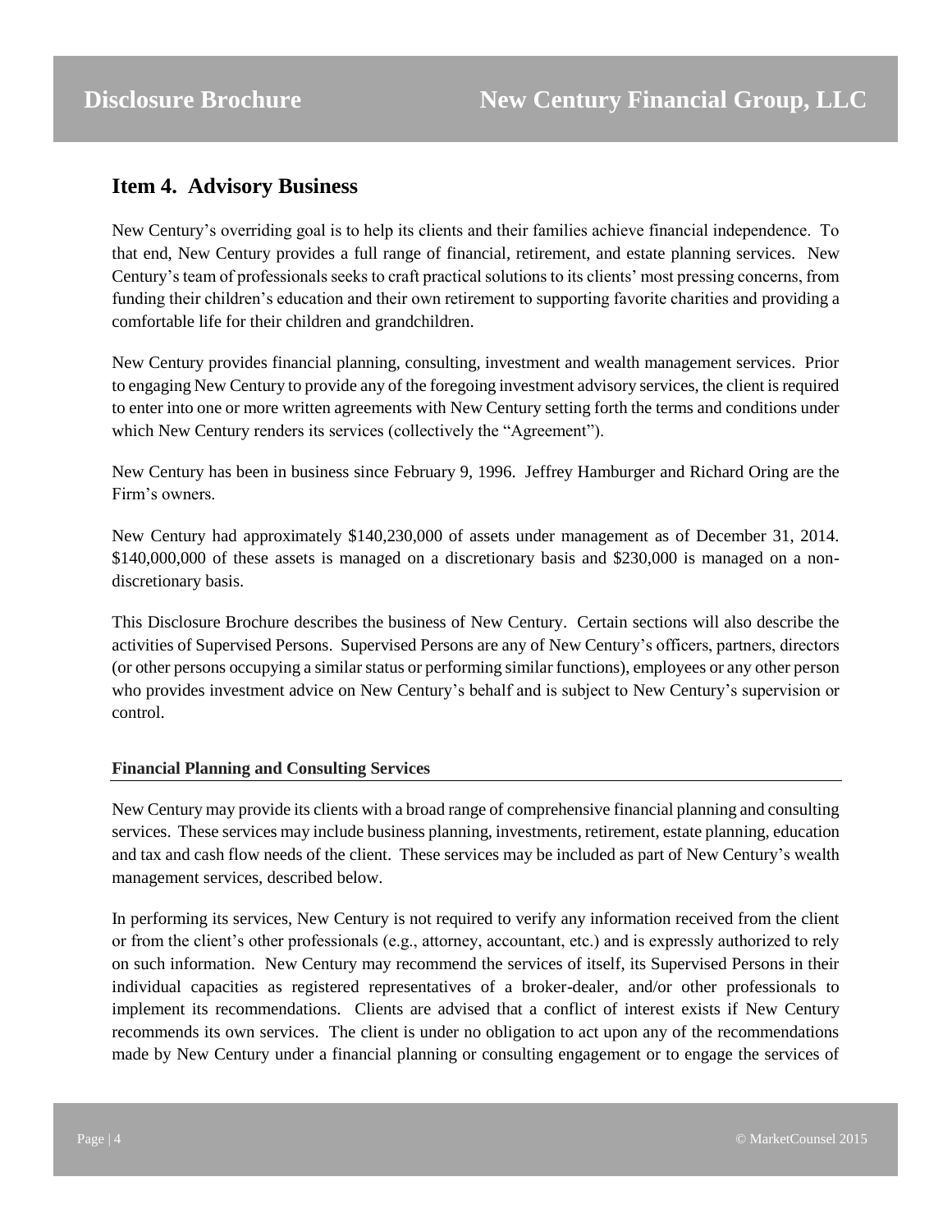## Item 4. Advisory Business

New Century's overriding goal is to help its clients and their families achieve financial independence. To that end, New Century provides a full range of financial, retirement, and estate planning services. New Century's team of professionals seeks to craft practical solutions to its clients' most pressing concerns, from funding their children's education and their own retirement to supporting favorite charities and providing a comfortable life for their children and grandchildren.

New Century provides financial planning, consulting, investment and wealth management services. Prior to engaging New Century to provide any of the foregoing investment advisory services, the client is required to enter into one or more written agreements with New Century setting forth the terms and conditions under which New Century renders its services (collectively the "Agreement").

New Century has been in business since February 9, 1996. Jeffrey Hamburger and Richard Oring are the Firm's owners.

New Century had approximately $140,230,000 of assets under management as of December 31, 2014. $140,000,000 of these assets is managed on a discretionary basis and $230,000 is managed on a non-discretionary basis.

This Disclosure Brochure describes the business of New Century. Certain sections will also describe the activities of Supervised Persons. Supervised Persons are any of New Century's officers, partners, directors (or other persons occupying a similar status or performing similar functions), employees or any other person who provides investment advice on New Century's behalf and is subject to New Century's supervision or control.

### Financial Planning and Consulting Services

New Century may provide its clients with a broad range of comprehensive financial planning and consulting services. These services may include business planning, investments, retirement, estate planning, education and tax and cash flow needs of the client. These services may be included as part of New Century's wealth management services, described below.

In performing its services, New Century is not required to verify any information received from the client or from the client's other professionals (e.g., attorney, accountant, etc.) and is expressly authorized to rely on such information. New Century may recommend the services of itself, its Supervised Persons in their individual capacities as registered representatives of a broker-dealer, and/or other professionals to implement its recommendations. Clients are advised that a conflict of interest exists if New Century recommends its own services. The client is under no obligation to act upon any of the recommendations made by New Century under a financial planning or consulting engagement or to engage the services of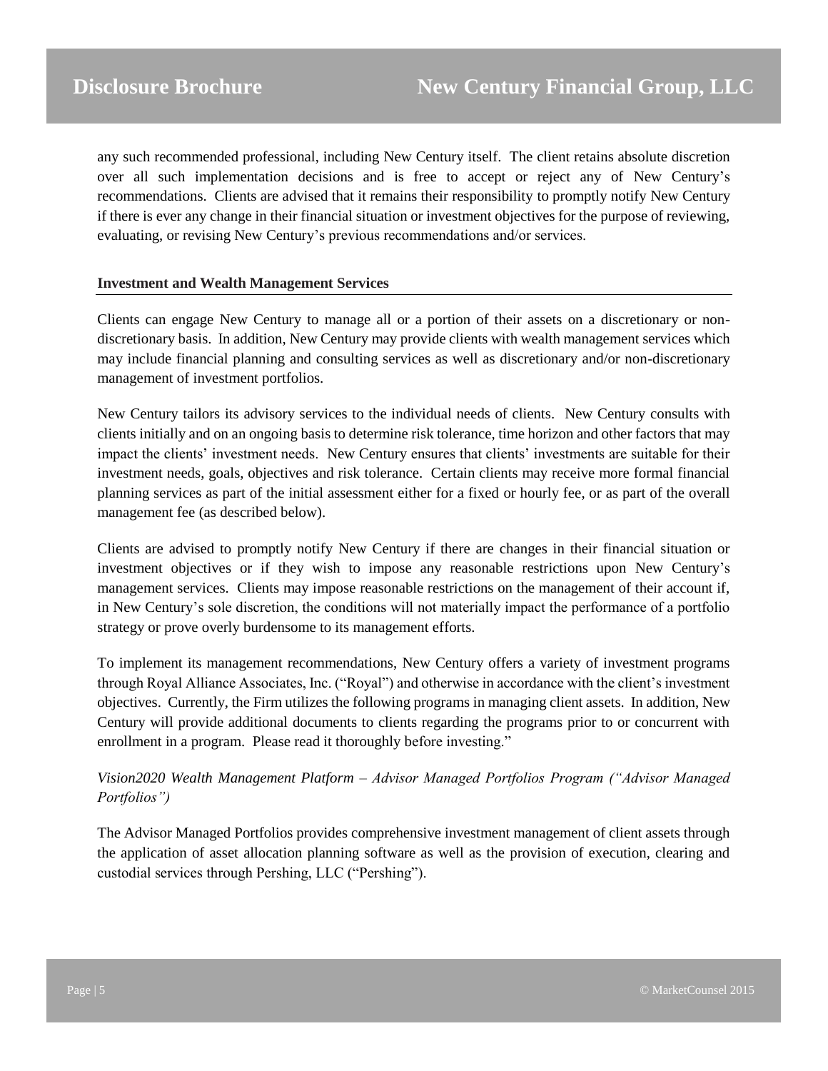any such recommended professional, including New Century itself. The client retains absolute discretion over all such implementation decisions and is free to accept or reject any of New Century's recommendations. Clients are advised that it remains their responsibility to promptly notify New Century if there is ever any change in their financial situation or investment objectives for the purpose of reviewing, evaluating, or revising New Century's previous recommendations and/or services.

**Investment and Wealth Management Services**

Clients can engage New Century to manage all or a portion of their assets on a discretionary or non-discretionary basis. In addition, New Century may provide clients with wealth management services which may include financial planning and consulting services as well as discretionary and/or non-discretionary management of investment portfolios.

New Century tailors its advisory services to the individual needs of clients. New Century consults with clients initially and on an ongoing basis to determine risk tolerance, time horizon and other factors that may impact the clients' investment needs. New Century ensures that clients' investments are suitable for their investment needs, goals, objectives and risk tolerance. Certain clients may receive more formal financial planning services as part of the initial assessment either for a fixed or hourly fee, or as part of the overall management fee (as described below).

Clients are advised to promptly notify New Century if there are changes in their financial situation or investment objectives or if they wish to impose any reasonable restrictions upon New Century's management services. Clients may impose reasonable restrictions on the management of their account if, in New Century's sole discretion, the conditions will not materially impact the performance of a portfolio strategy or prove overly burdensome to its management efforts.

To implement its management recommendations, New Century offers a variety of investment programs through Royal Alliance Associates, Inc. ("Royal") and otherwise in accordance with the client's investment objectives. Currently, the Firm utilizes the following programs in managing client assets. In addition, New Century will provide additional documents to clients regarding the programs prior to or concurrent with enrollment in a program. Please read it thoroughly before investing."

*Vision2020 Wealth Management Platform – Advisor Managed Portfolios Program ("Advisor Managed Portfolios")*

The Advisor Managed Portfolios provides comprehensive investment management of client assets through the application of asset allocation planning software as well as the provision of execution, clearing and custodial services through Pershing, LLC ("Pershing").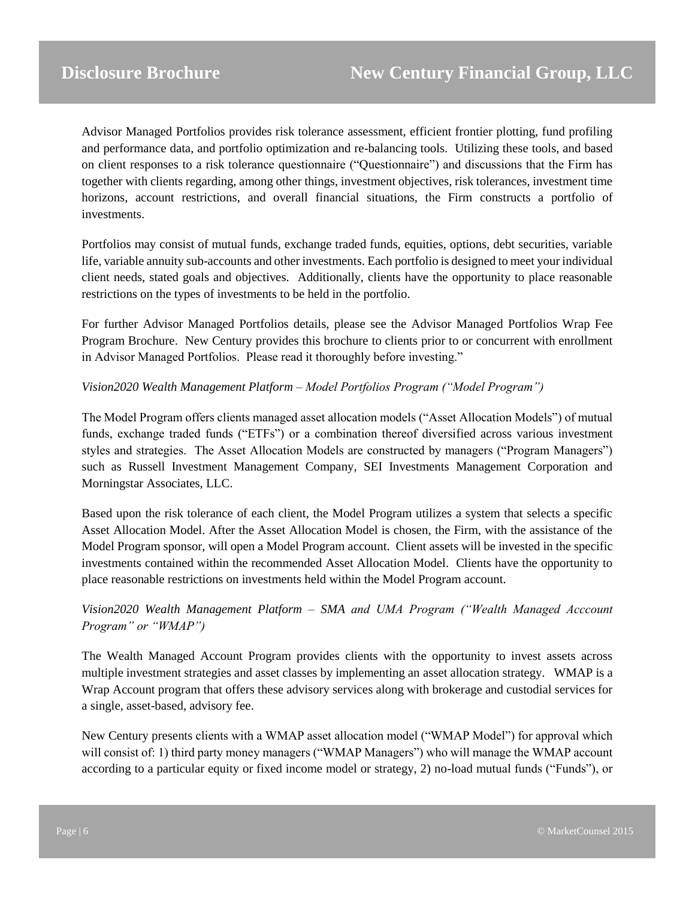Advisor Managed Portfolios provides risk tolerance assessment, efficient frontier plotting, fund profiling and performance data, and portfolio optimization and re-balancing tools. Utilizing these tools, and based on client responses to a risk tolerance questionnaire ("Questionnaire") and discussions that the Firm has together with clients regarding, among other things, investment objectives, risk tolerances, investment time horizons, account restrictions, and overall financial situations, the Firm constructs a portfolio of investments.

Portfolios may consist of mutual funds, exchange traded funds, equities, options, debt securities, variable life, variable annuity sub-accounts and other investments. Each portfolio is designed to meet your individual client needs, stated goals and objectives. Additionally, clients have the opportunity to place reasonable restrictions on the types of investments to be held in the portfolio.

For further Advisor Managed Portfolios details, please see the Advisor Managed Portfolios Wrap Fee Program Brochure. New Century provides this brochure to clients prior to or concurrent with enrollment in Advisor Managed Portfolios. Please read it thoroughly before investing."

*Vision2020 Wealth Management Platform – Model Portfolios Program ("Model Program")*

The Model Program offers clients managed asset allocation models ("Asset Allocation Models") of mutual funds, exchange traded funds ("ETFs") or a combination thereof diversified across various investment styles and strategies. The Asset Allocation Models are constructed by managers ("Program Managers") such as Russell Investment Management Company, SEI Investments Management Corporation and Morningstar Associates, LLC.

Based upon the risk tolerance of each client, the Model Program utilizes a system that selects a specific Asset Allocation Model. After the Asset Allocation Model is chosen, the Firm, with the assistance of the Model Program sponsor, will open a Model Program account. Client assets will be invested in the specific investments contained within the recommended Asset Allocation Model. Clients have the opportunity to place reasonable restrictions on investments held within the Model Program account.

*Vision2020 Wealth Management Platform – SMA and UMA Program ("Wealth Managed Acccount Program" or "WMAP")*

The Wealth Managed Account Program provides clients with the opportunity to invest assets across multiple investment strategies and asset classes by implementing an asset allocation strategy. WMAP is a Wrap Account program that offers these advisory services along with brokerage and custodial services for a single, asset-based, advisory fee.

New Century presents clients with a WMAP asset allocation model ("WMAP Model") for approval which will consist of: 1) third party money managers ("WMAP Managers") who will manage the WMAP account according to a particular equity or fixed income model or strategy, 2) no-load mutual funds ("Funds"), or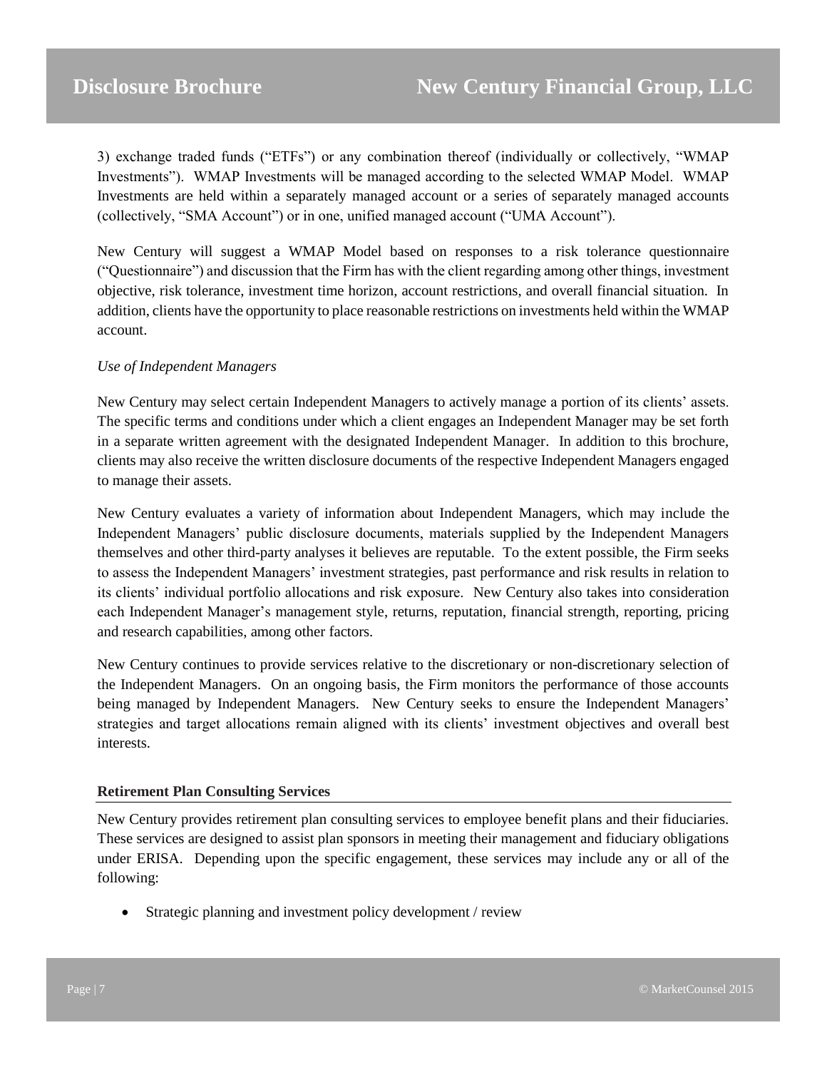3) exchange traded funds ("ETFs") or any combination thereof (individually or collectively, "WMAP Investments"). WMAP Investments will be managed according to the selected WMAP Model. WMAP Investments are held within a separately managed account or a series of separately managed accounts (collectively, "SMA Account") or in one, unified managed account ("UMA Account").

New Century will suggest a WMAP Model based on responses to a risk tolerance questionnaire ("Questionnaire") and discussion that the Firm has with the client regarding among other things, investment objective, risk tolerance, investment time horizon, account restrictions, and overall financial situation. In addition, clients have the opportunity to place reasonable restrictions on investments held within the WMAP account.

*Use of Independent Managers*

New Century may select certain Independent Managers to actively manage a portion of its clients' assets. The specific terms and conditions under which a client engages an Independent Manager may be set forth in a separate written agreement with the designated Independent Manager. In addition to this brochure, clients may also receive the written disclosure documents of the respective Independent Managers engaged to manage their assets.

New Century evaluates a variety of information about Independent Managers, which may include the Independent Managers' public disclosure documents, materials supplied by the Independent Managers themselves and other third-party analyses it believes are reputable. To the extent possible, the Firm seeks to assess the Independent Managers' investment strategies, past performance and risk results in relation to its clients' individual portfolio allocations and risk exposure. New Century also takes into consideration each Independent Manager's management style, returns, reputation, financial strength, reporting, pricing and research capabilities, among other factors.

New Century continues to provide services relative to the discretionary or non-discretionary selection of the Independent Managers. On an ongoing basis, the Firm monitors the performance of those accounts being managed by Independent Managers. New Century seeks to ensure the Independent Managers' strategies and target allocations remain aligned with its clients' investment objectives and overall best interests.

**Retirement Plan Consulting Services**

New Century provides retirement plan consulting services to employee benefit plans and their fiduciaries. These services are designed to assist plan sponsors in meeting their management and fiduciary obligations under ERISA. Depending upon the specific engagement, these services may include any or all of the following:

- Strategic planning and investment policy development / review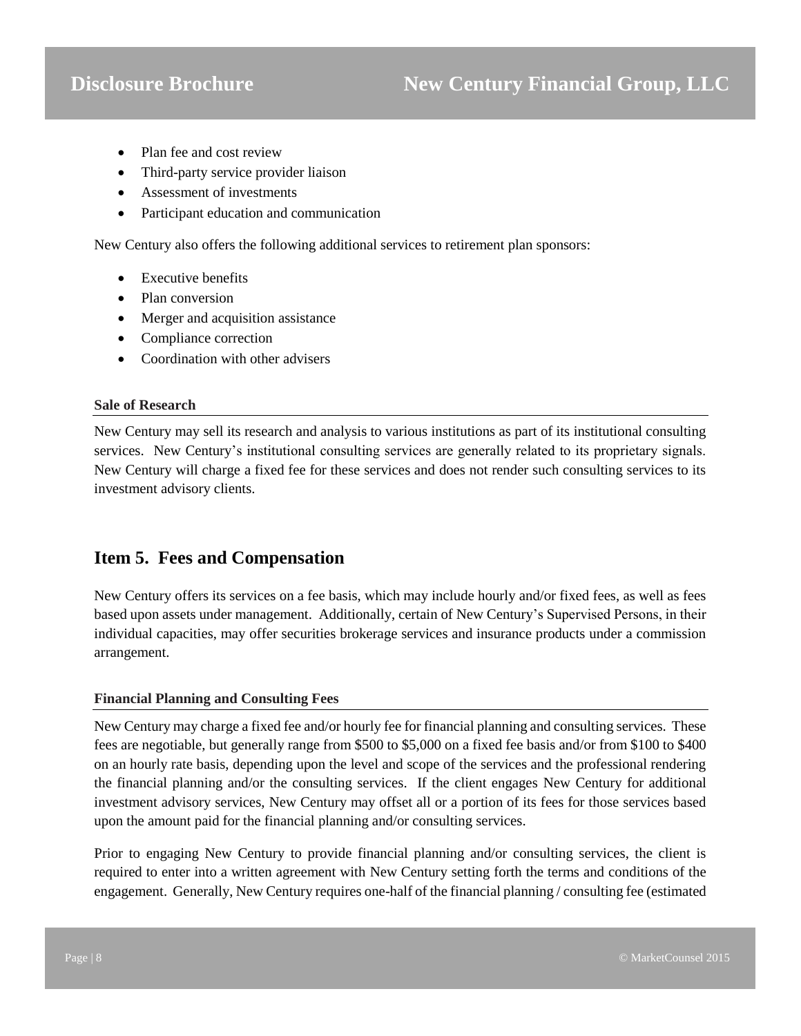- Plan fee and cost review
- Third-party service provider liaison
- Assessment of investments
- Participant education and communication

New Century also offers the following additional services to retirement plan sponsors:

- Executive benefits
- Plan conversion
- Merger and acquisition assistance
- Compliance correction
- Coordination with other advisers

#### Sale of Research

New Century may sell its research and analysis to various institutions as part of its institutional consulting services. New Century's institutional consulting services are generally related to its proprietary signals. New Century will charge a fixed fee for these services and does not render such consulting services to its investment advisory clients.

## Item 5. Fees and Compensation

New Century offers its services on a fee basis, which may include hourly and/or fixed fees, as well as fees based upon assets under management. Additionally, certain of New Century's Supervised Persons, in their individual capacities, may offer securities brokerage services and insurance products under a commission arrangement.

#### Financial Planning and Consulting Fees

New Century may charge a fixed fee and/or hourly fee for financial planning and consulting services. These fees are negotiable, but generally range from $500 to $5,000 on a fixed fee basis and/or from $100 to $400 on an hourly rate basis, depending upon the level and scope of the services and the professional rendering the financial planning and/or the consulting services. If the client engages New Century for additional investment advisory services, New Century may offset all or a portion of its fees for those services based upon the amount paid for the financial planning and/or consulting services.

Prior to engaging New Century to provide financial planning and/or consulting services, the client is required to enter into a written agreement with New Century setting forth the terms and conditions of the engagement. Generally, New Century requires one-half of the financial planning / consulting fee (estimated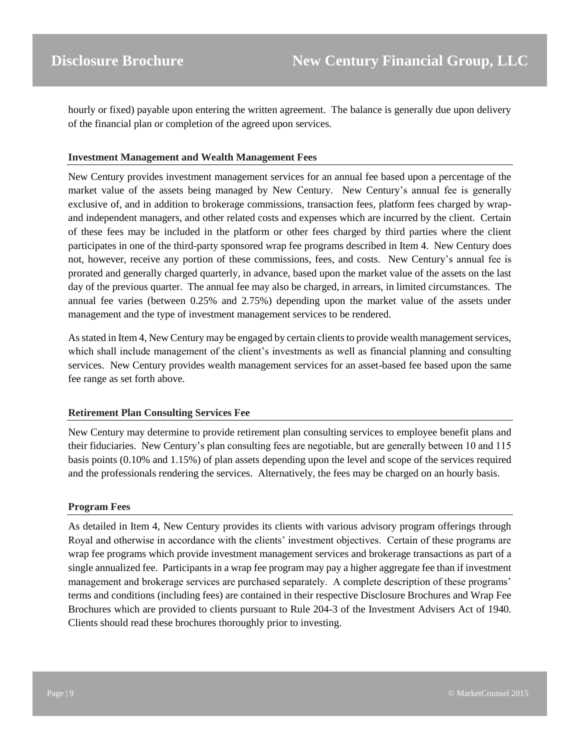hourly or fixed) payable upon entering the written agreement. The balance is generally due upon delivery of the financial plan or completion of the agreed upon services.

### Investment Management and Wealth Management Fees

New Century provides investment management services for an annual fee based upon a percentage of the market value of the assets being managed by New Century. New Century's annual fee is generally exclusive of, and in addition to brokerage commissions, transaction fees, platform fees charged by wrap- and independent managers, and other related costs and expenses which are incurred by the client. Certain of these fees may be included in the platform or other fees charged by third parties where the client participates in one of the third-party sponsored wrap fee programs described in Item 4. New Century does not, however, receive any portion of these commissions, fees, and costs. New Century's annual fee is prorated and generally charged quarterly, in advance, based upon the market value of the assets on the last day of the previous quarter. The annual fee may also be charged, in arrears, in limited circumstances. The annual fee varies (between 0.25% and 2.75%) depending upon the market value of the assets under management and the type of investment management services to be rendered.

As stated in Item 4, New Century may be engaged by certain clients to provide wealth management services, which shall include management of the client's investments as well as financial planning and consulting services. New Century provides wealth management services for an asset-based fee based upon the same fee range as set forth above.

### Retirement Plan Consulting Services Fee

New Century may determine to provide retirement plan consulting services to employee benefit plans and their fiduciaries. New Century's plan consulting fees are negotiable, but are generally between 10 and 115 basis points (0.10% and 1.15%) of plan assets depending upon the level and scope of the services required and the professionals rendering the services. Alternatively, the fees may be charged on an hourly basis.

### Program Fees

As detailed in Item 4, New Century provides its clients with various advisory program offerings through Royal and otherwise in accordance with the clients' investment objectives. Certain of these programs are wrap fee programs which provide investment management services and brokerage transactions as part of a single annualized fee. Participants in a wrap fee program may pay a higher aggregate fee than if investment management and brokerage services are purchased separately. A complete description of these programs' terms and conditions (including fees) are contained in their respective Disclosure Brochures and Wrap Fee Brochures which are provided to clients pursuant to Rule 204-3 of the Investment Advisers Act of 1940. Clients should read these brochures thoroughly prior to investing.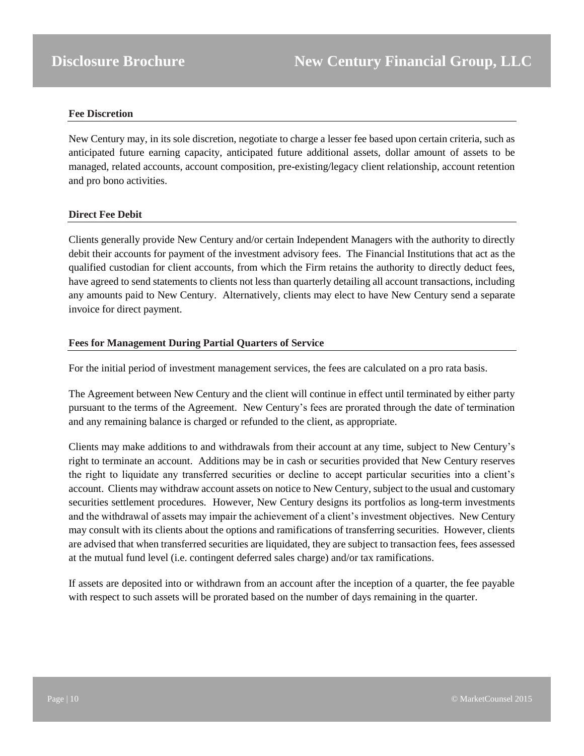#### Fee Discretion

New Century may, in its sole discretion, negotiate to charge a lesser fee based upon certain criteria, such as anticipated future earning capacity, anticipated future additional assets, dollar amount of assets to be managed, related accounts, account composition, pre-existing/legacy client relationship, account retention and pro bono activities.

#### Direct Fee Debit

Clients generally provide New Century and/or certain Independent Managers with the authority to directly debit their accounts for payment of the investment advisory fees. The Financial Institutions that act as the qualified custodian for client accounts, from which the Firm retains the authority to directly deduct fees, have agreed to send statements to clients not less than quarterly detailing all account transactions, including any amounts paid to New Century. Alternatively, clients may elect to have New Century send a separate invoice for direct payment.

#### Fees for Management During Partial Quarters of Service

For the initial period of investment management services, the fees are calculated on a pro rata basis.

The Agreement between New Century and the client will continue in effect until terminated by either party pursuant to the terms of the Agreement. New Century's fees are prorated through the date of termination and any remaining balance is charged or refunded to the client, as appropriate.

Clients may make additions to and withdrawals from their account at any time, subject to New Century's right to terminate an account. Additions may be in cash or securities provided that New Century reserves the right to liquidate any transferred securities or decline to accept particular securities into a client's account. Clients may withdraw account assets on notice to New Century, subject to the usual and customary securities settlement procedures. However, New Century designs its portfolios as long-term investments and the withdrawal of assets may impair the achievement of a client's investment objectives. New Century may consult with its clients about the options and ramifications of transferring securities. However, clients are advised that when transferred securities are liquidated, they are subject to transaction fees, fees assessed at the mutual fund level (i.e. contingent deferred sales charge) and/or tax ramifications.

If assets are deposited into or withdrawn from an account after the inception of a quarter, the fee payable with respect to such assets will be prorated based on the number of days remaining in the quarter.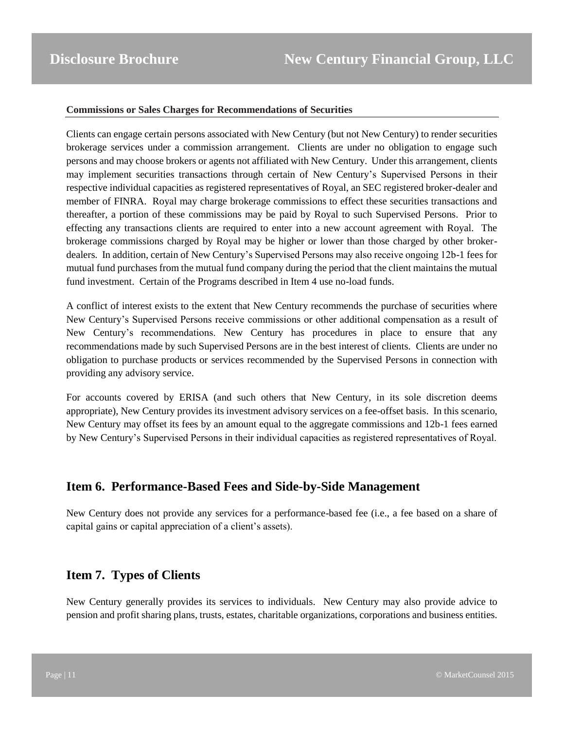**Commissions or Sales Charges for Recommendations of Securities**

Clients can engage certain persons associated with New Century (but not New Century) to render securities brokerage services under a commission arrangement. Clients are under no obligation to engage such persons and may choose brokers or agents not affiliated with New Century. Under this arrangement, clients may implement securities transactions through certain of New Century's Supervised Persons in their respective individual capacities as registered representatives of Royal, an SEC registered broker-dealer and member of FINRA. Royal may charge brokerage commissions to effect these securities transactions and thereafter, a portion of these commissions may be paid by Royal to such Supervised Persons. Prior to effecting any transactions clients are required to enter into a new account agreement with Royal. The brokerage commissions charged by Royal may be higher or lower than those charged by other broker-dealers. In addition, certain of New Century's Supervised Persons may also receive ongoing 12b-1 fees for mutual fund purchases from the mutual fund company during the period that the client maintains the mutual fund investment. Certain of the Programs described in Item 4 use no-load funds.

A conflict of interest exists to the extent that New Century recommends the purchase of securities where New Century's Supervised Persons receive commissions or other additional compensation as a result of New Century's recommendations. New Century has procedures in place to ensure that any recommendations made by such Supervised Persons are in the best interest of clients. Clients are under no obligation to purchase products or services recommended by the Supervised Persons in connection with providing any advisory service.

For accounts covered by ERISA (and such others that New Century, in its sole discretion deems appropriate), New Century provides its investment advisory services on a fee-offset basis. In this scenario, New Century may offset its fees by an amount equal to the aggregate commissions and 12b-1 fees earned by New Century's Supervised Persons in their individual capacities as registered representatives of Royal.

## Item 6. Performance-Based Fees and Side-by-Side Management

New Century does not provide any services for a performance-based fee (i.e., a fee based on a share of capital gains or capital appreciation of a client's assets).

## Item 7. Types of Clients

New Century generally provides its services to individuals. New Century may also provide advice to pension and profit sharing plans, trusts, estates, charitable organizations, corporations and business entities.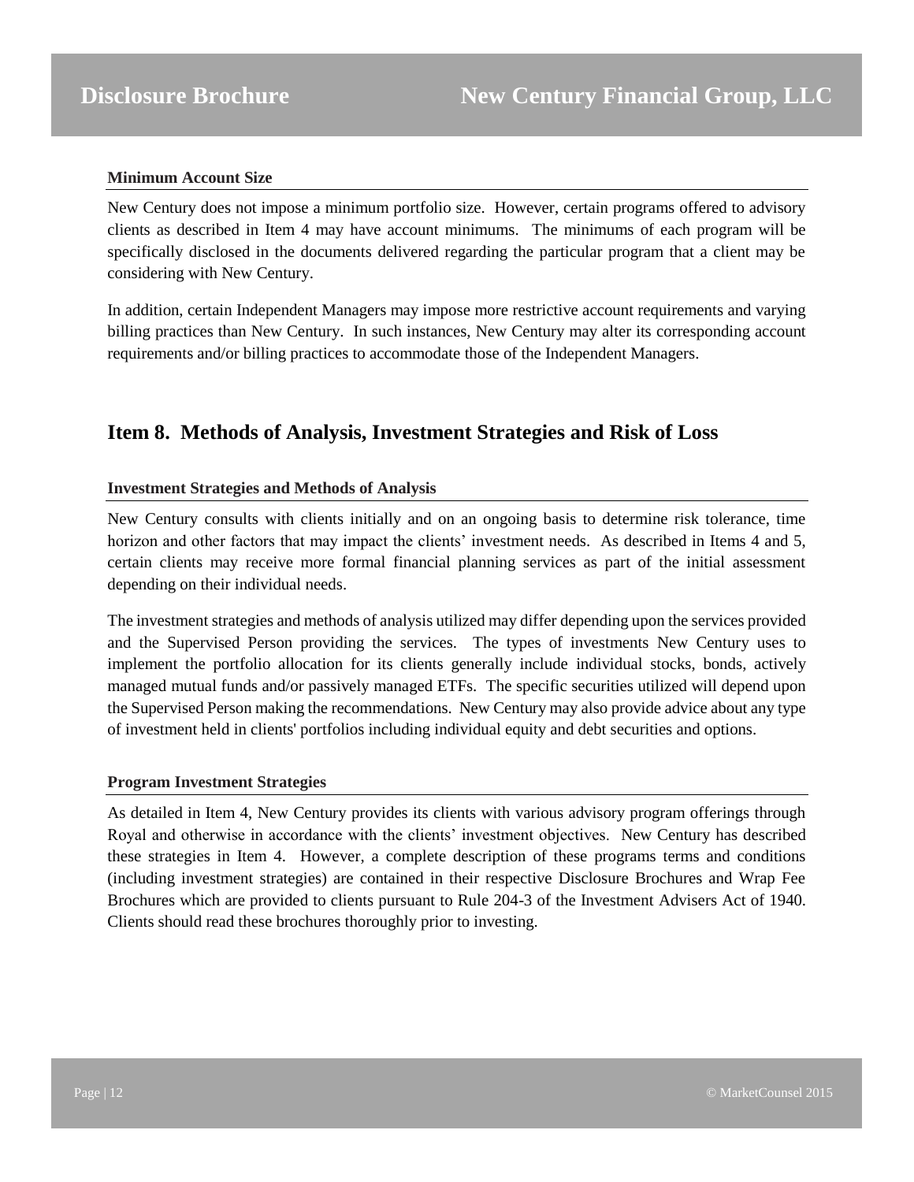#### Minimum Account Size

New Century does not impose a minimum portfolio size. However, certain programs offered to advisory clients as described in Item 4 may have account minimums. The minimums of each program will be specifically disclosed in the documents delivered regarding the particular program that a client may be considering with New Century.

In addition, certain Independent Managers may impose more restrictive account requirements and varying billing practices than New Century. In such instances, New Century may alter its corresponding account requirements and/or billing practices to accommodate those of the Independent Managers.

## Item 8. Methods of Analysis, Investment Strategies and Risk of Loss

#### Investment Strategies and Methods of Analysis

New Century consults with clients initially and on an ongoing basis to determine risk tolerance, time horizon and other factors that may impact the clients' investment needs. As described in Items 4 and 5, certain clients may receive more formal financial planning services as part of the initial assessment depending on their individual needs.

The investment strategies and methods of analysis utilized may differ depending upon the services provided and the Supervised Person providing the services. The types of investments New Century uses to implement the portfolio allocation for its clients generally include individual stocks, bonds, actively managed mutual funds and/or passively managed ETFs. The specific securities utilized will depend upon the Supervised Person making the recommendations. New Century may also provide advice about any type of investment held in clients' portfolios including individual equity and debt securities and options.

#### Program Investment Strategies

As detailed in Item 4, New Century provides its clients with various advisory program offerings through Royal and otherwise in accordance with the clients' investment objectives. New Century has described these strategies in Item 4. However, a complete description of these programs terms and conditions (including investment strategies) are contained in their respective Disclosure Brochures and Wrap Fee Brochures which are provided to clients pursuant to Rule 204-3 of the Investment Advisers Act of 1940. Clients should read these brochures thoroughly prior to investing.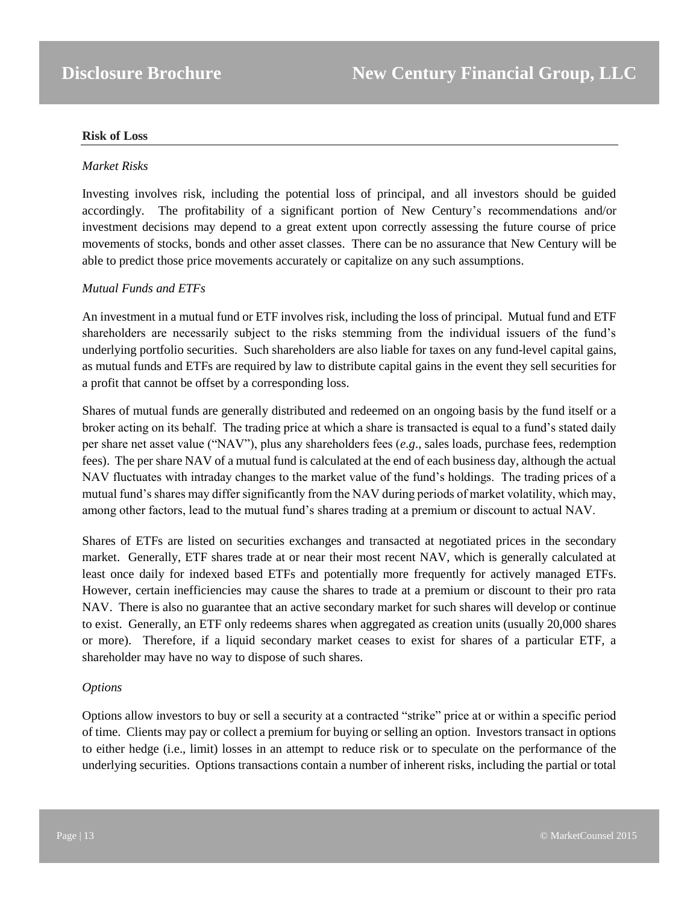**Risk of Loss**

*Market Risks*

Investing involves risk, including the potential loss of principal, and all investors should be guided accordingly. The profitability of a significant portion of New Century's recommendations and/or investment decisions may depend to a great extent upon correctly assessing the future course of price movements of stocks, bonds and other asset classes. There can be no assurance that New Century will be able to predict those price movements accurately or capitalize on any such assumptions.

*Mutual Funds and ETFs*

An investment in a mutual fund or ETF involves risk, including the loss of principal. Mutual fund and ETF shareholders are necessarily subject to the risks stemming from the individual issuers of the fund's underlying portfolio securities. Such shareholders are also liable for taxes on any fund-level capital gains, as mutual funds and ETFs are required by law to distribute capital gains in the event they sell securities for a profit that cannot be offset by a corresponding loss.

Shares of mutual funds are generally distributed and redeemed on an ongoing basis by the fund itself or a broker acting on its behalf. The trading price at which a share is transacted is equal to a fund's stated daily per share net asset value ("NAV"), plus any shareholders fees (*e.g*., sales loads, purchase fees, redemption fees). The per share NAV of a mutual fund is calculated at the end of each business day, although the actual NAV fluctuates with intraday changes to the market value of the fund's holdings. The trading prices of a mutual fund's shares may differ significantly from the NAV during periods of market volatility, which may, among other factors, lead to the mutual fund's shares trading at a premium or discount to actual NAV.

Shares of ETFs are listed on securities exchanges and transacted at negotiated prices in the secondary market. Generally, ETF shares trade at or near their most recent NAV, which is generally calculated at least once daily for indexed based ETFs and potentially more frequently for actively managed ETFs. However, certain inefficiencies may cause the shares to trade at a premium or discount to their pro rata NAV. There is also no guarantee that an active secondary market for such shares will develop or continue to exist. Generally, an ETF only redeems shares when aggregated as creation units (usually 20,000 shares or more). Therefore, if a liquid secondary market ceases to exist for shares of a particular ETF, a shareholder may have no way to dispose of such shares.

*Options*

Options allow investors to buy or sell a security at a contracted "strike" price at or within a specific period of time. Clients may pay or collect a premium for buying or selling an option. Investors transact in options to either hedge (i.e., limit) losses in an attempt to reduce risk or to speculate on the performance of the underlying securities. Options transactions contain a number of inherent risks, including the partial or total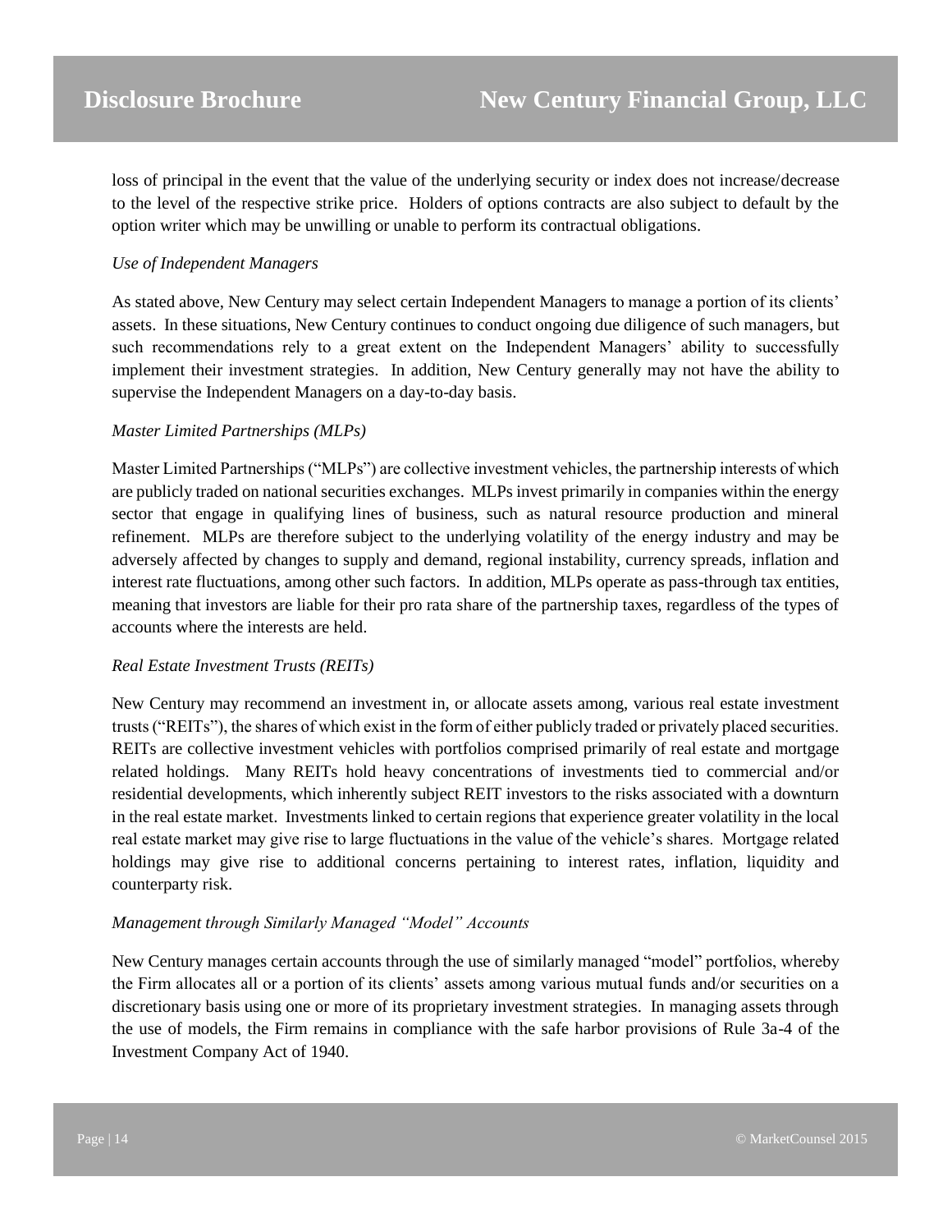loss of principal in the event that the value of the underlying security or index does not increase/decrease to the level of the respective strike price. Holders of options contracts are also subject to default by the option writer which may be unwilling or unable to perform its contractual obligations.

*Use of Independent Managers*

As stated above, New Century may select certain Independent Managers to manage a portion of its clients' assets. In these situations, New Century continues to conduct ongoing due diligence of such managers, but such recommendations rely to a great extent on the Independent Managers' ability to successfully implement their investment strategies. In addition, New Century generally may not have the ability to supervise the Independent Managers on a day-to-day basis.

*Master Limited Partnerships (MLPs)*

Master Limited Partnerships ("MLPs") are collective investment vehicles, the partnership interests of which are publicly traded on national securities exchanges. MLPs invest primarily in companies within the energy sector that engage in qualifying lines of business, such as natural resource production and mineral refinement. MLPs are therefore subject to the underlying volatility of the energy industry and may be adversely affected by changes to supply and demand, regional instability, currency spreads, inflation and interest rate fluctuations, among other such factors. In addition, MLPs operate as pass-through tax entities, meaning that investors are liable for their pro rata share of the partnership taxes, regardless of the types of accounts where the interests are held.

*Real Estate Investment Trusts (REITs)*

New Century may recommend an investment in, or allocate assets among, various real estate investment trusts ("REITs"), the shares of which exist in the form of either publicly traded or privately placed securities. REITs are collective investment vehicles with portfolios comprised primarily of real estate and mortgage related holdings. Many REITs hold heavy concentrations of investments tied to commercial and/or residential developments, which inherently subject REIT investors to the risks associated with a downturn in the real estate market. Investments linked to certain regions that experience greater volatility in the local real estate market may give rise to large fluctuations in the value of the vehicle's shares. Mortgage related holdings may give rise to additional concerns pertaining to interest rates, inflation, liquidity and counterparty risk.

*Management through Similarly Managed "Model" Accounts*

New Century manages certain accounts through the use of similarly managed "model" portfolios, whereby the Firm allocates all or a portion of its clients' assets among various mutual funds and/or securities on a discretionary basis using one or more of its proprietary investment strategies. In managing assets through the use of models, the Firm remains in compliance with the safe harbor provisions of Rule 3a-4 of the Investment Company Act of 1940.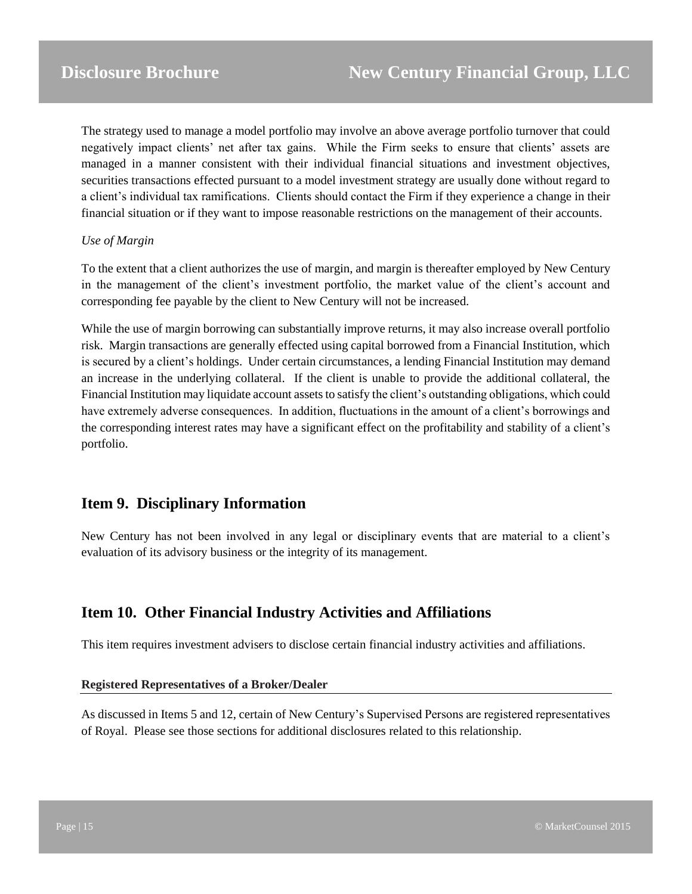The strategy used to manage a model portfolio may involve an above average portfolio turnover that could negatively impact clients' net after tax gains. While the Firm seeks to ensure that clients' assets are managed in a manner consistent with their individual financial situations and investment objectives, securities transactions effected pursuant to a model investment strategy are usually done without regard to a client's individual tax ramifications. Clients should contact the Firm if they experience a change in their financial situation or if they want to impose reasonable restrictions on the management of their accounts.

*Use of Margin*

To the extent that a client authorizes the use of margin, and margin is thereafter employed by New Century in the management of the client's investment portfolio, the market value of the client's account and corresponding fee payable by the client to New Century will not be increased.

While the use of margin borrowing can substantially improve returns, it may also increase overall portfolio risk. Margin transactions are generally effected using capital borrowed from a Financial Institution, which is secured by a client's holdings. Under certain circumstances, a lending Financial Institution may demand an increase in the underlying collateral. If the client is unable to provide the additional collateral, the Financial Institution may liquidate account assets to satisfy the client's outstanding obligations, which could have extremely adverse consequences. In addition, fluctuations in the amount of a client's borrowings and the corresponding interest rates may have a significant effect on the profitability and stability of a client's portfolio.

## Item 9. Disciplinary Information

New Century has not been involved in any legal or disciplinary events that are material to a client's evaluation of its advisory business or the integrity of its management.

## Item 10. Other Financial Industry Activities and Affiliations

This item requires investment advisers to disclose certain financial industry activities and affiliations.

#### Registered Representatives of a Broker/Dealer

As discussed in Items 5 and 12, certain of New Century's Supervised Persons are registered representatives of Royal. Please see those sections for additional disclosures related to this relationship.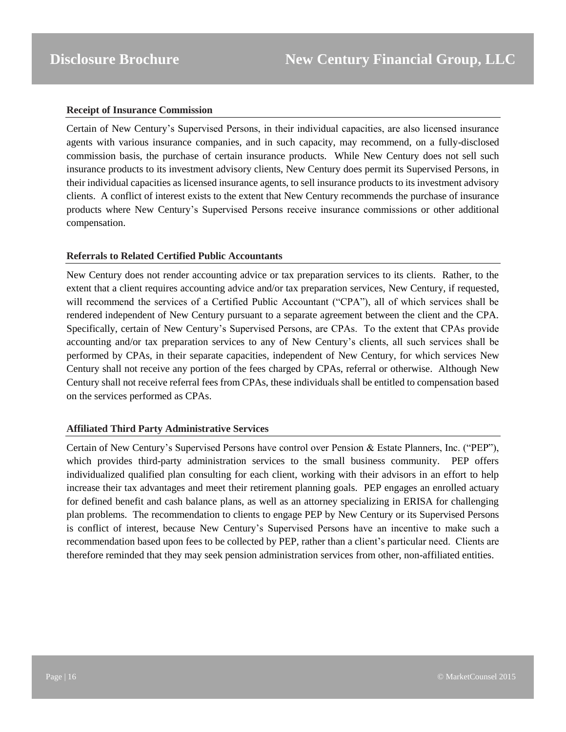### Receipt of Insurance Commission

Certain of New Century's Supervised Persons, in their individual capacities, are also licensed insurance agents with various insurance companies, and in such capacity, may recommend, on a fully-disclosed commission basis, the purchase of certain insurance products. While New Century does not sell such insurance products to its investment advisory clients, New Century does permit its Supervised Persons, in their individual capacities as licensed insurance agents, to sell insurance products to its investment advisory clients. A conflict of interest exists to the extent that New Century recommends the purchase of insurance products where New Century's Supervised Persons receive insurance commissions or other additional compensation.

### Referrals to Related Certified Public Accountants

New Century does not render accounting advice or tax preparation services to its clients. Rather, to the extent that a client requires accounting advice and/or tax preparation services, New Century, if requested, will recommend the services of a Certified Public Accountant ("CPA"), all of which services shall be rendered independent of New Century pursuant to a separate agreement between the client and the CPA. Specifically, certain of New Century's Supervised Persons, are CPAs. To the extent that CPAs provide accounting and/or tax preparation services to any of New Century's clients, all such services shall be performed by CPAs, in their separate capacities, independent of New Century, for which services New Century shall not receive any portion of the fees charged by CPAs, referral or otherwise. Although New Century shall not receive referral fees from CPAs, these individuals shall be entitled to compensation based on the services performed as CPAs.

### Affiliated Third Party Administrative Services

Certain of New Century's Supervised Persons have control over Pension & Estate Planners, Inc. ("PEP"), which provides third-party administration services to the small business community. PEP offers individualized qualified plan consulting for each client, working with their advisors in an effort to help increase their tax advantages and meet their retirement planning goals. PEP engages an enrolled actuary for defined benefit and cash balance plans, as well as an attorney specializing in ERISA for challenging plan problems. The recommendation to clients to engage PEP by New Century or its Supervised Persons is conflict of interest, because New Century's Supervised Persons have an incentive to make such a recommendation based upon fees to be collected by PEP, rather than a client's particular need. Clients are therefore reminded that they may seek pension administration services from other, non-affiliated entities.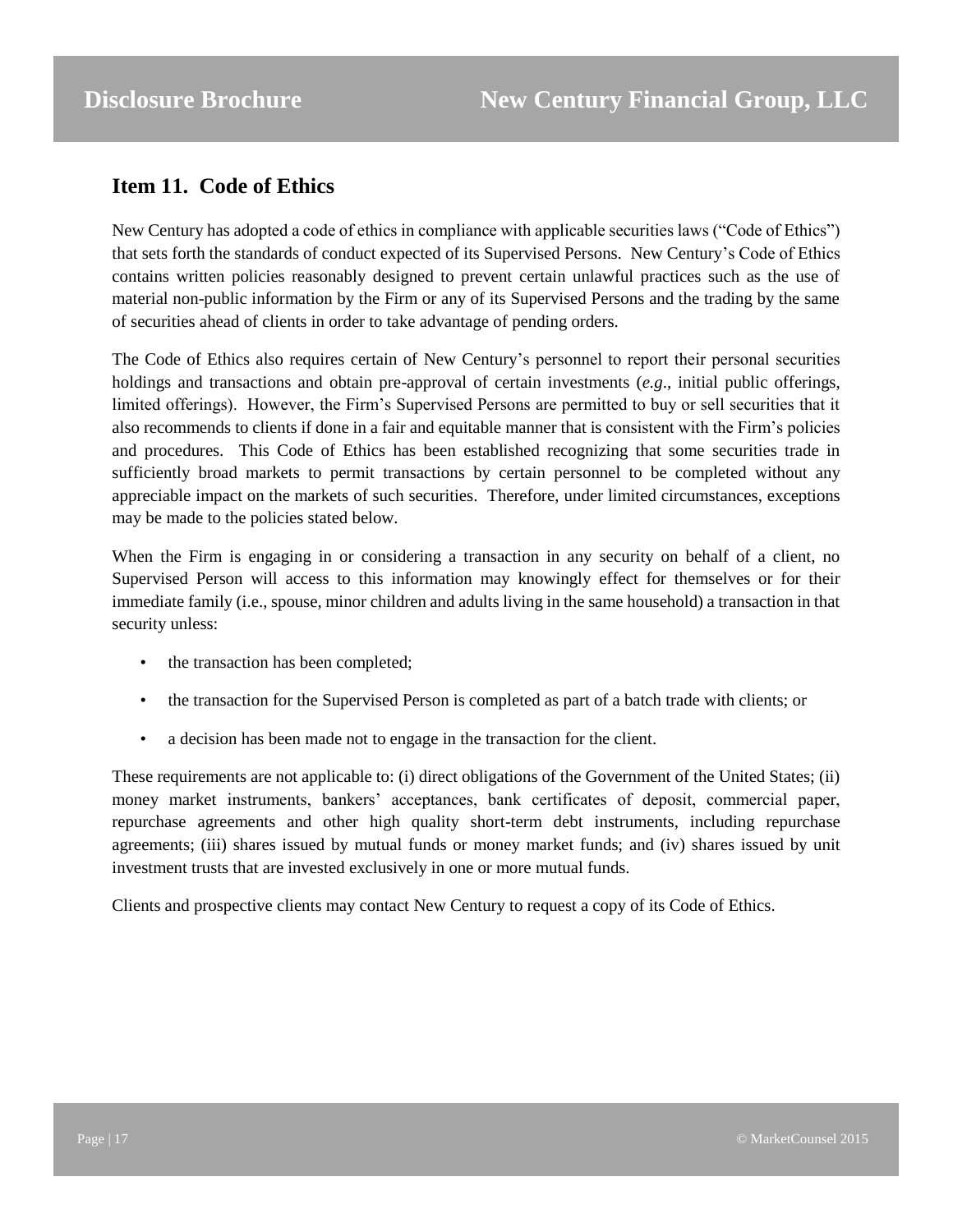## Item 11. Code of Ethics

New Century has adopted a code of ethics in compliance with applicable securities laws ("Code of Ethics") that sets forth the standards of conduct expected of its Supervised Persons. New Century's Code of Ethics contains written policies reasonably designed to prevent certain unlawful practices such as the use of material non-public information by the Firm or any of its Supervised Persons and the trading by the same of securities ahead of clients in order to take advantage of pending orders.

The Code of Ethics also requires certain of New Century's personnel to report their personal securities holdings and transactions and obtain pre-approval of certain investments (*e.g*., initial public offerings, limited offerings). However, the Firm's Supervised Persons are permitted to buy or sell securities that it also recommends to clients if done in a fair and equitable manner that is consistent with the Firm's policies and procedures. This Code of Ethics has been established recognizing that some securities trade in sufficiently broad markets to permit transactions by certain personnel to be completed without any appreciable impact on the markets of such securities. Therefore, under limited circumstances, exceptions may be made to the policies stated below.

When the Firm is engaging in or considering a transaction in any security on behalf of a client, no Supervised Person will access to this information may knowingly effect for themselves or for their immediate family (i.e., spouse, minor children and adults living in the same household) a transaction in that security unless:

- the transaction has been completed;
- the transaction for the Supervised Person is completed as part of a batch trade with clients; or
- a decision has been made not to engage in the transaction for the client.

These requirements are not applicable to: (i) direct obligations of the Government of the United States; (ii) money market instruments, bankers' acceptances, bank certificates of deposit, commercial paper, repurchase agreements and other high quality short-term debt instruments, including repurchase agreements; (iii) shares issued by mutual funds or money market funds; and (iv) shares issued by unit investment trusts that are invested exclusively in one or more mutual funds.

Clients and prospective clients may contact New Century to request a copy of its Code of Ethics.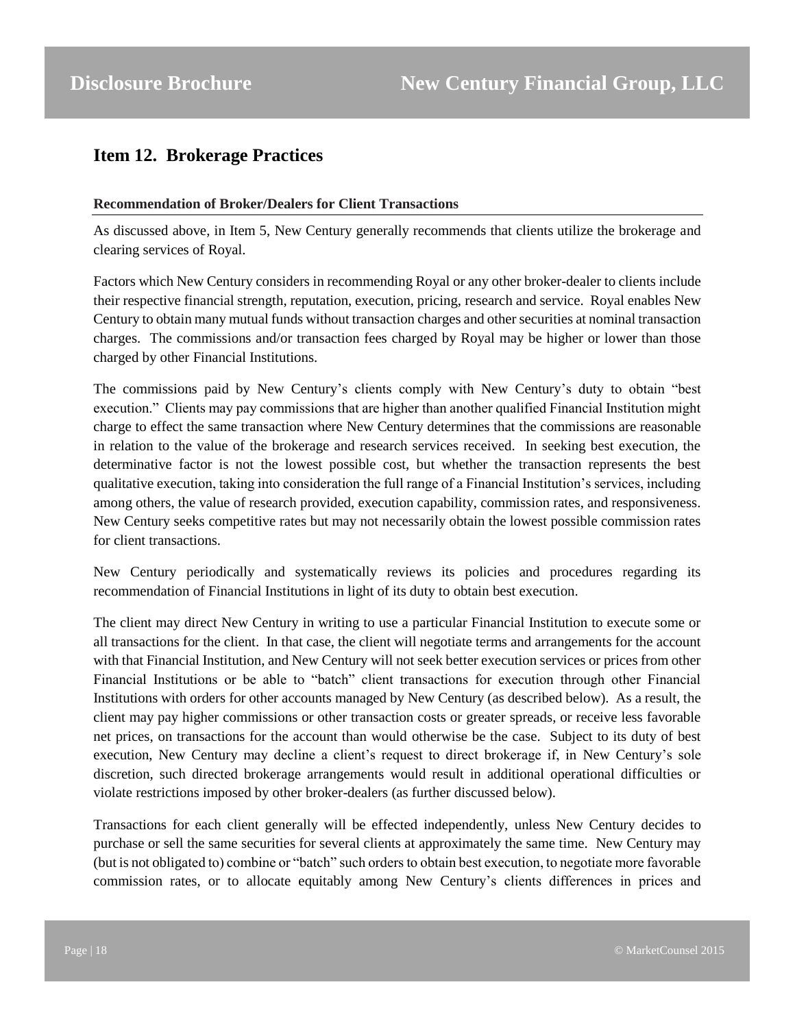## Item 12. Brokerage Practices

**Recommendation of Broker/Dealers for Client Transactions**

As discussed above, in Item 5, New Century generally recommends that clients utilize the brokerage and clearing services of Royal.

Factors which New Century considers in recommending Royal or any other broker-dealer to clients include their respective financial strength, reputation, execution, pricing, research and service. Royal enables New Century to obtain many mutual funds without transaction charges and other securities at nominal transaction charges. The commissions and/or transaction fees charged by Royal may be higher or lower than those charged by other Financial Institutions.

The commissions paid by New Century's clients comply with New Century's duty to obtain "best execution." Clients may pay commissions that are higher than another qualified Financial Institution might charge to effect the same transaction where New Century determines that the commissions are reasonable in relation to the value of the brokerage and research services received. In seeking best execution, the determinative factor is not the lowest possible cost, but whether the transaction represents the best qualitative execution, taking into consideration the full range of a Financial Institution's services, including among others, the value of research provided, execution capability, commission rates, and responsiveness. New Century seeks competitive rates but may not necessarily obtain the lowest possible commission rates for client transactions.

New Century periodically and systematically reviews its policies and procedures regarding its recommendation of Financial Institutions in light of its duty to obtain best execution.

The client may direct New Century in writing to use a particular Financial Institution to execute some or all transactions for the client. In that case, the client will negotiate terms and arrangements for the account with that Financial Institution, and New Century will not seek better execution services or prices from other Financial Institutions or be able to "batch" client transactions for execution through other Financial Institutions with orders for other accounts managed by New Century (as described below). As a result, the client may pay higher commissions or other transaction costs or greater spreads, or receive less favorable net prices, on transactions for the account than would otherwise be the case. Subject to its duty of best execution, New Century may decline a client's request to direct brokerage if, in New Century's sole discretion, such directed brokerage arrangements would result in additional operational difficulties or violate restrictions imposed by other broker-dealers (as further discussed below).

Transactions for each client generally will be effected independently, unless New Century decides to purchase or sell the same securities for several clients at approximately the same time. New Century may (but is not obligated to) combine or "batch" such orders to obtain best execution, to negotiate more favorable commission rates, or to allocate equitably among New Century's clients differences in prices and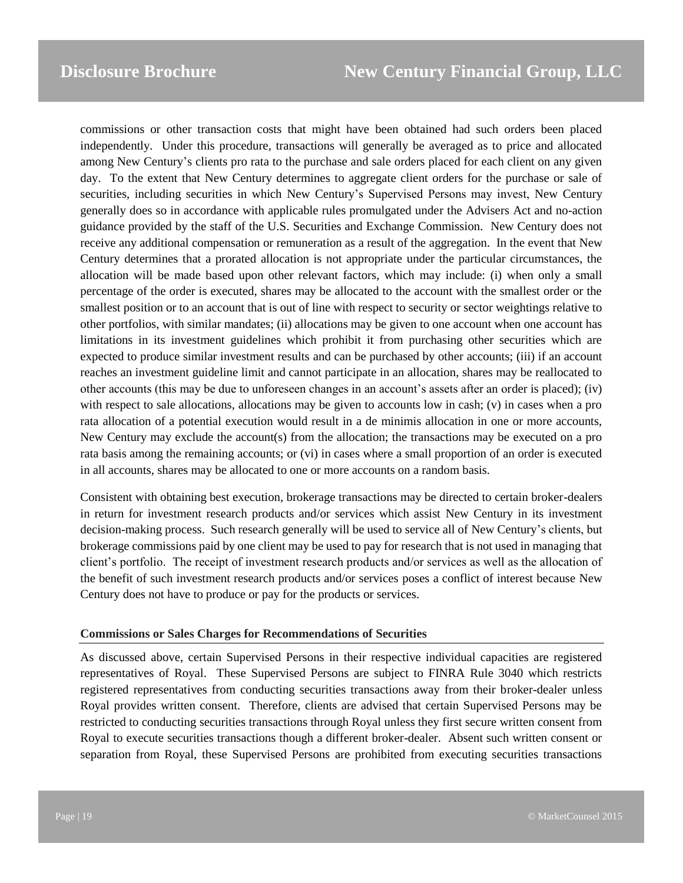commissions or other transaction costs that might have been obtained had such orders been placed independently. Under this procedure, transactions will generally be averaged as to price and allocated among New Century's clients pro rata to the purchase and sale orders placed for each client on any given day. To the extent that New Century determines to aggregate client orders for the purchase or sale of securities, including securities in which New Century's Supervised Persons may invest, New Century generally does so in accordance with applicable rules promulgated under the Advisers Act and no-action guidance provided by the staff of the U.S. Securities and Exchange Commission. New Century does not receive any additional compensation or remuneration as a result of the aggregation. In the event that New Century determines that a prorated allocation is not appropriate under the particular circumstances, the allocation will be made based upon other relevant factors, which may include: (i) when only a small percentage of the order is executed, shares may be allocated to the account with the smallest order or the smallest position or to an account that is out of line with respect to security or sector weightings relative to other portfolios, with similar mandates; (ii) allocations may be given to one account when one account has limitations in its investment guidelines which prohibit it from purchasing other securities which are expected to produce similar investment results and can be purchased by other accounts; (iii) if an account reaches an investment guideline limit and cannot participate in an allocation, shares may be reallocated to other accounts (this may be due to unforeseen changes in an account's assets after an order is placed); (iv) with respect to sale allocations, allocations may be given to accounts low in cash; (v) in cases when a pro rata allocation of a potential execution would result in a de minimis allocation in one or more accounts, New Century may exclude the account(s) from the allocation; the transactions may be executed on a pro rata basis among the remaining accounts; or (vi) in cases where a small proportion of an order is executed in all accounts, shares may be allocated to one or more accounts on a random basis.

Consistent with obtaining best execution, brokerage transactions may be directed to certain broker-dealers in return for investment research products and/or services which assist New Century in its investment decision-making process. Such research generally will be used to service all of New Century's clients, but brokerage commissions paid by one client may be used to pay for research that is not used in managing that client's portfolio. The receipt of investment research products and/or services as well as the allocation of the benefit of such investment research products and/or services poses a conflict of interest because New Century does not have to produce or pay for the products or services.

**Commissions or Sales Charges for Recommendations of Securities**

As discussed above, certain Supervised Persons in their respective individual capacities are registered representatives of Royal. These Supervised Persons are subject to FINRA Rule 3040 which restricts registered representatives from conducting securities transactions away from their broker-dealer unless Royal provides written consent. Therefore, clients are advised that certain Supervised Persons may be restricted to conducting securities transactions through Royal unless they first secure written consent from Royal to execute securities transactions though a different broker-dealer. Absent such written consent or separation from Royal, these Supervised Persons are prohibited from executing securities transactions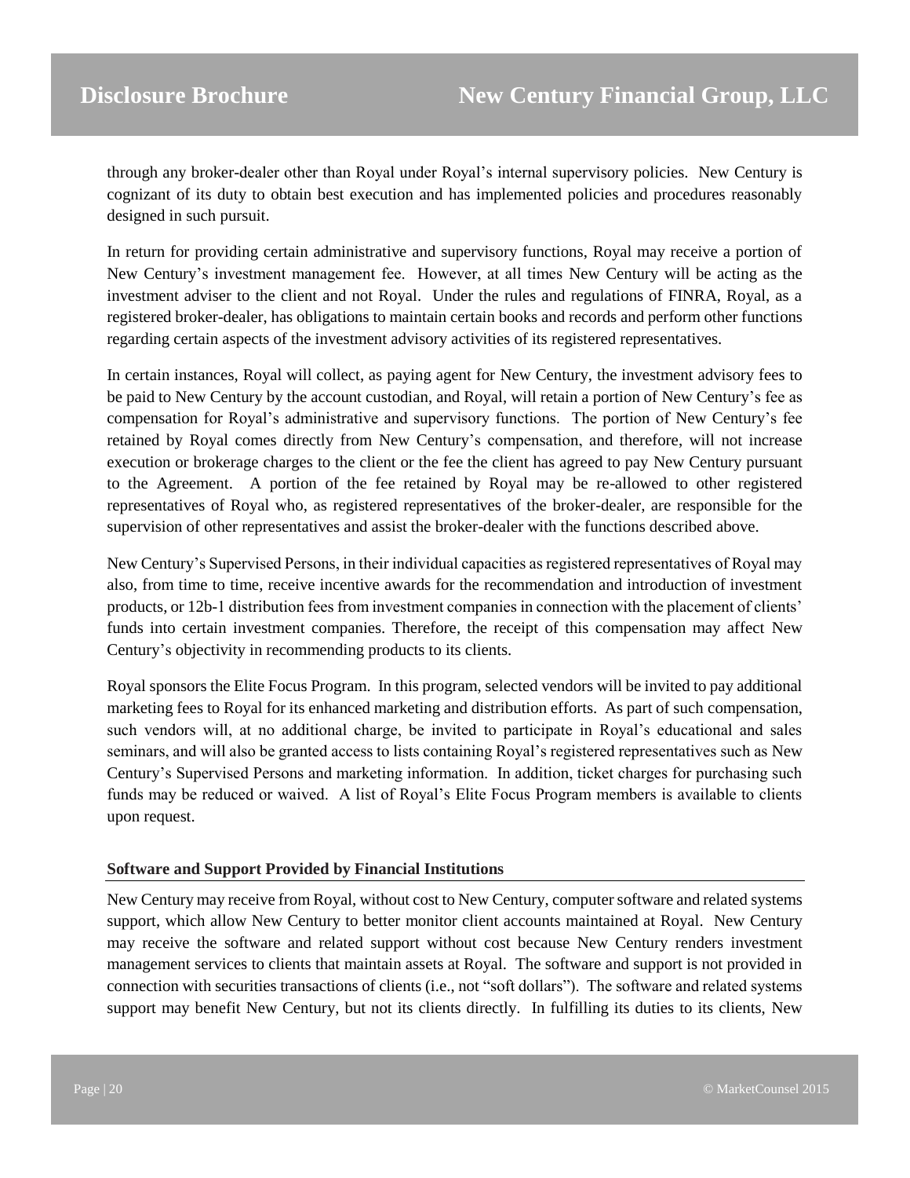through any broker-dealer other than Royal under Royal's internal supervisory policies. New Century is cognizant of its duty to obtain best execution and has implemented policies and procedures reasonably designed in such pursuit.

In return for providing certain administrative and supervisory functions, Royal may receive a portion of New Century's investment management fee. However, at all times New Century will be acting as the investment adviser to the client and not Royal. Under the rules and regulations of FINRA, Royal, as a registered broker-dealer, has obligations to maintain certain books and records and perform other functions regarding certain aspects of the investment advisory activities of its registered representatives.

In certain instances, Royal will collect, as paying agent for New Century, the investment advisory fees to be paid to New Century by the account custodian, and Royal, will retain a portion of New Century's fee as compensation for Royal's administrative and supervisory functions. The portion of New Century's fee retained by Royal comes directly from New Century's compensation, and therefore, will not increase execution or brokerage charges to the client or the fee the client has agreed to pay New Century pursuant to the Agreement. A portion of the fee retained by Royal may be re-allowed to other registered representatives of Royal who, as registered representatives of the broker-dealer, are responsible for the supervision of other representatives and assist the broker-dealer with the functions described above.

New Century's Supervised Persons, in their individual capacities as registered representatives of Royal may also, from time to time, receive incentive awards for the recommendation and introduction of investment products, or 12b-1 distribution fees from investment companies in connection with the placement of clients' funds into certain investment companies. Therefore, the receipt of this compensation may affect New Century's objectivity in recommending products to its clients.

Royal sponsors the Elite Focus Program. In this program, selected vendors will be invited to pay additional marketing fees to Royal for its enhanced marketing and distribution efforts. As part of such compensation, such vendors will, at no additional charge, be invited to participate in Royal's educational and sales seminars, and will also be granted access to lists containing Royal's registered representatives such as New Century's Supervised Persons and marketing information. In addition, ticket charges for purchasing such funds may be reduced or waived. A list of Royal's Elite Focus Program members is available to clients upon request.

**Software and Support Provided by Financial Institutions**

New Century may receive from Royal, without cost to New Century, computer software and related systems support, which allow New Century to better monitor client accounts maintained at Royal. New Century may receive the software and related support without cost because New Century renders investment management services to clients that maintain assets at Royal. The software and support is not provided in connection with securities transactions of clients (i.e., not "soft dollars"). The software and related systems support may benefit New Century, but not its clients directly. In fulfilling its duties to its clients, New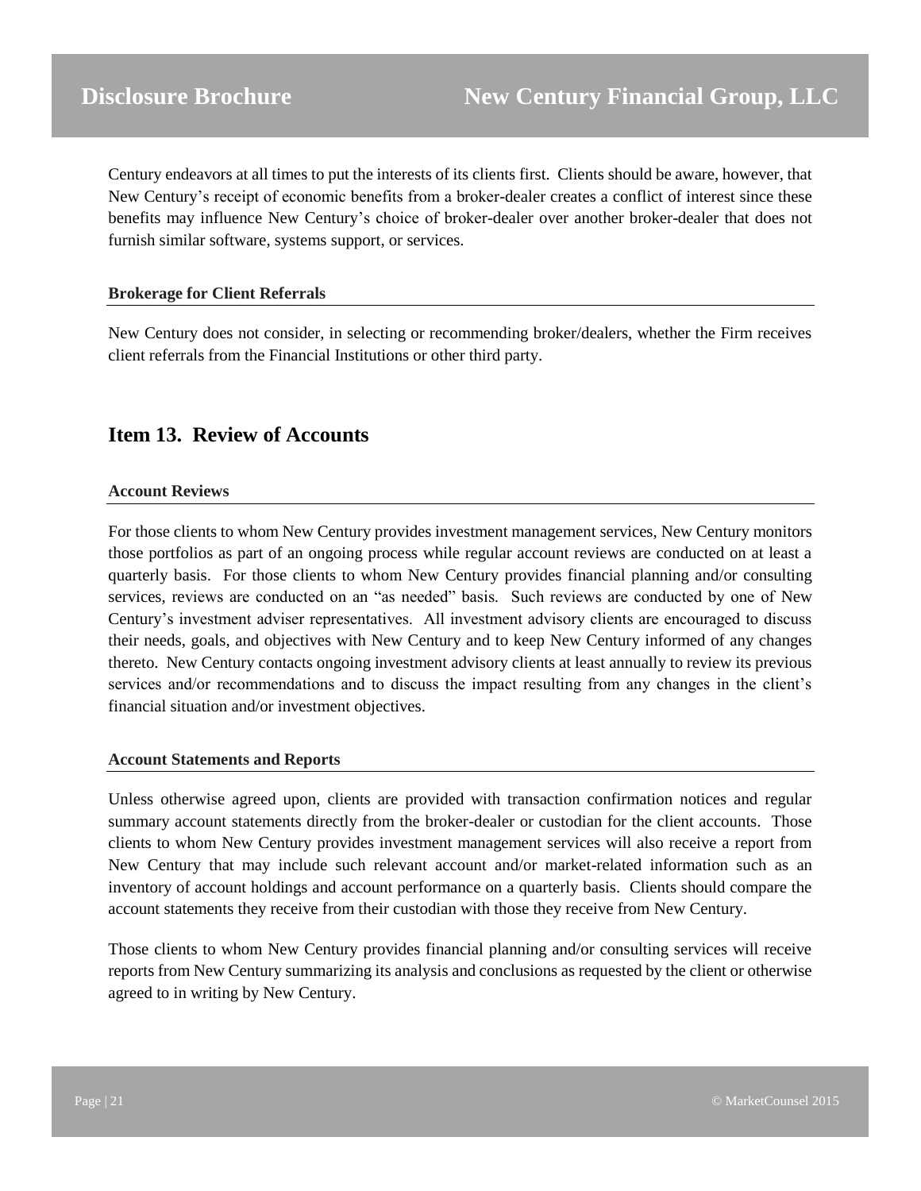Century endeavors at all times to put the interests of its clients first. Clients should be aware, however, that New Century's receipt of economic benefits from a broker-dealer creates a conflict of interest since these benefits may influence New Century's choice of broker-dealer over another broker-dealer that does not furnish similar software, systems support, or services.

### Brokerage for Client Referrals

New Century does not consider, in selecting or recommending broker/dealers, whether the Firm receives client referrals from the Financial Institutions or other third party.

## Item 13. Review of Accounts

### Account Reviews

For those clients to whom New Century provides investment management services, New Century monitors those portfolios as part of an ongoing process while regular account reviews are conducted on at least a quarterly basis. For those clients to whom New Century provides financial planning and/or consulting services, reviews are conducted on an "as needed" basis. Such reviews are conducted by one of New Century's investment adviser representatives. All investment advisory clients are encouraged to discuss their needs, goals, and objectives with New Century and to keep New Century informed of any changes thereto. New Century contacts ongoing investment advisory clients at least annually to review its previous services and/or recommendations and to discuss the impact resulting from any changes in the client's financial situation and/or investment objectives.

### Account Statements and Reports

Unless otherwise agreed upon, clients are provided with transaction confirmation notices and regular summary account statements directly from the broker-dealer or custodian for the client accounts. Those clients to whom New Century provides investment management services will also receive a report from New Century that may include such relevant account and/or market-related information such as an inventory of account holdings and account performance on a quarterly basis. Clients should compare the account statements they receive from their custodian with those they receive from New Century.

Those clients to whom New Century provides financial planning and/or consulting services will receive reports from New Century summarizing its analysis and conclusions as requested by the client or otherwise agreed to in writing by New Century.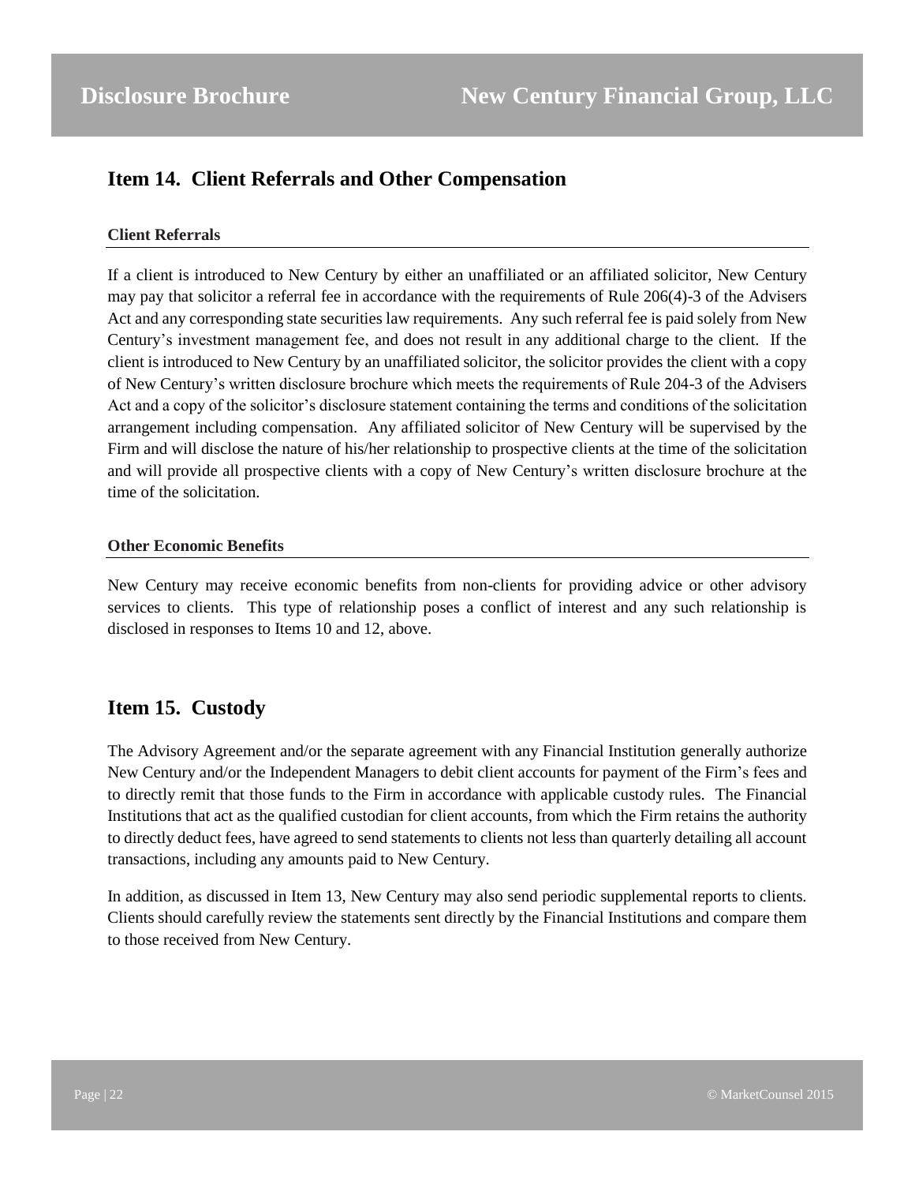## Item 14. Client Referrals and Other Compensation

**Client Referrals**

If a client is introduced to New Century by either an unaffiliated or an affiliated solicitor, New Century may pay that solicitor a referral fee in accordance with the requirements of Rule 206(4)-3 of the Advisers Act and any corresponding state securities law requirements. Any such referral fee is paid solely from New Century's investment management fee, and does not result in any additional charge to the client. If the client is introduced to New Century by an unaffiliated solicitor, the solicitor provides the client with a copy of New Century's written disclosure brochure which meets the requirements of Rule 204-3 of the Advisers Act and a copy of the solicitor's disclosure statement containing the terms and conditions of the solicitation arrangement including compensation. Any affiliated solicitor of New Century will be supervised by the Firm and will disclose the nature of his/her relationship to prospective clients at the time of the solicitation and will provide all prospective clients with a copy of New Century's written disclosure brochure at the time of the solicitation.

**Other Economic Benefits**

New Century may receive economic benefits from non-clients for providing advice or other advisory services to clients. This type of relationship poses a conflict of interest and any such relationship is disclosed in responses to Items 10 and 12, above.

## Item 15. Custody

The Advisory Agreement and/or the separate agreement with any Financial Institution generally authorize New Century and/or the Independent Managers to debit client accounts for payment of the Firm's fees and to directly remit that those funds to the Firm in accordance with applicable custody rules. The Financial Institutions that act as the qualified custodian for client accounts, from which the Firm retains the authority to directly deduct fees, have agreed to send statements to clients not less than quarterly detailing all account transactions, including any amounts paid to New Century.

In addition, as discussed in Item 13, New Century may also send periodic supplemental reports to clients. Clients should carefully review the statements sent directly by the Financial Institutions and compare them to those received from New Century.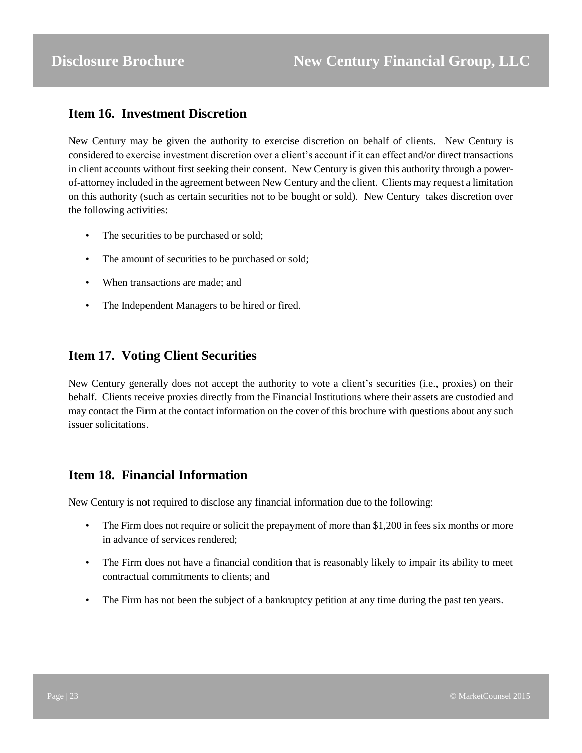## Item 16. Investment Discretion

New Century may be given the authority to exercise discretion on behalf of clients. New Century is considered to exercise investment discretion over a client's account if it can effect and/or direct transactions in client accounts without first seeking their consent. New Century is given this authority through a power-of-attorney included in the agreement between New Century and the client. Clients may request a limitation on this authority (such as certain securities not to be bought or sold). New Century takes discretion over the following activities:

- The securities to be purchased or sold;
- The amount of securities to be purchased or sold;
- When transactions are made; and
- The Independent Managers to be hired or fired.

## Item 17. Voting Client Securities

New Century generally does not accept the authority to vote a client's securities (i.e., proxies) on their behalf. Clients receive proxies directly from the Financial Institutions where their assets are custodied and may contact the Firm at the contact information on the cover of this brochure with questions about any such issuer solicitations.

## Item 18. Financial Information

New Century is not required to disclose any financial information due to the following:

- The Firm does not require or solicit the prepayment of more than $1,200 in fees six months or more in advance of services rendered;
- The Firm does not have a financial condition that is reasonably likely to impair its ability to meet contractual commitments to clients; and
- The Firm has not been the subject of a bankruptcy petition at any time during the past ten years.